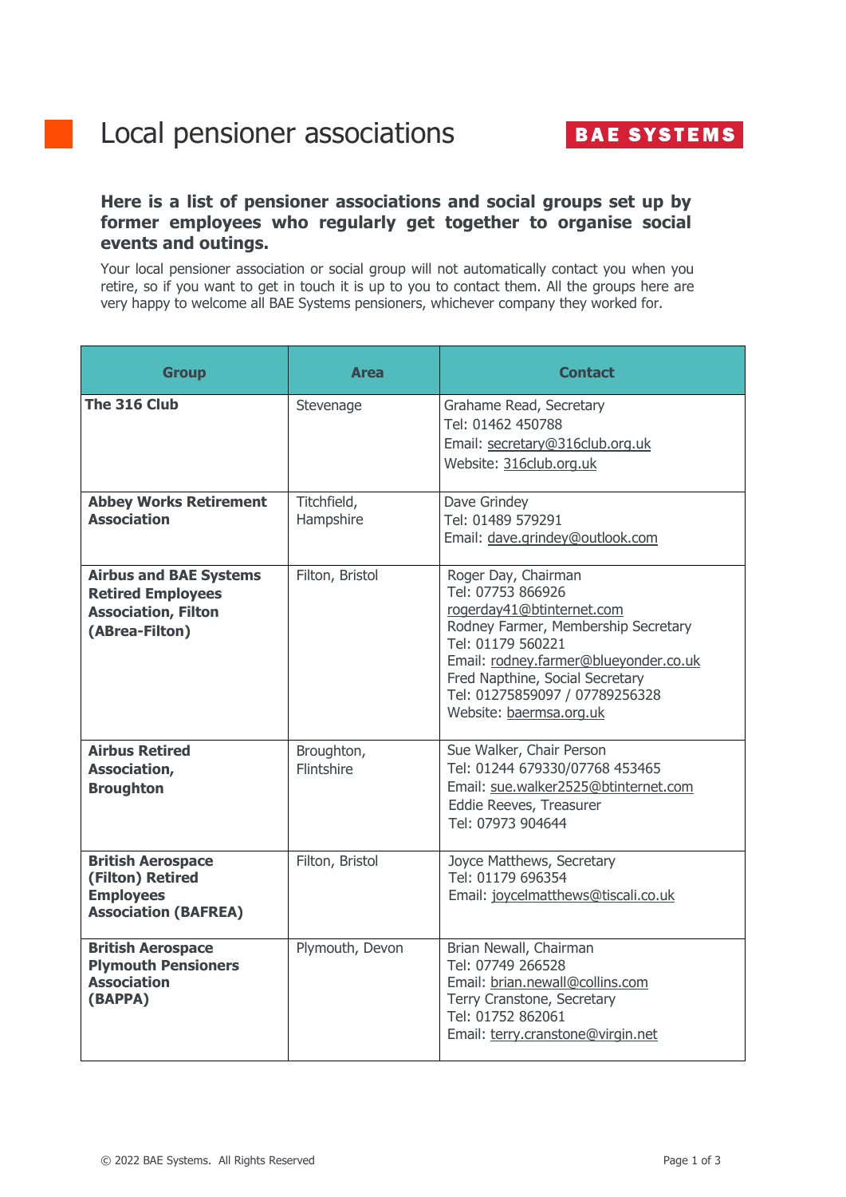# Local pensioner associations

BAE SYSTEMS

**Here is a list of pensioner associations and social groups set up by former employees who regularly get together to organise social events and outings.**

Your local pensioner association or social group will not automatically contact you when you retire, so if you want to get in touch it is up to you to contact them. All the groups here are very happy to welcome all BAE Systems pensioners, whichever company they worked for.

| Group | Area | Contact |
|---|---|---|
| **The 316 Club** | Stevenage | Grahame Read, Secretary<br>Tel: 01462 450788<br>Email: secretary@316club.org.uk<br>Website: 316club.org.uk |
| **Abbey Works Retirement Association** | Titchfield, Hampshire | Dave Grindey<br>Tel: 01489 579291<br>Email: dave.grindey@outlook.com |
| **Airbus and BAE Systems Retired Employees Association, Filton (ABrea-Filton)** | Filton, Bristol | Roger Day, Chairman<br>Tel: 07753 866926<br>rogerday41@btinternet.com<br>Rodney Farmer, Membership Secretary<br>Tel: 01179 560221<br>Email: rodney.farmer@blueyonder.co.uk<br>Fred Napthine, Social Secretary<br>Tel: 01275859097 / 07789256328<br>Website: baermsa.org.uk |
| **Airbus Retired Association, Broughton** | Broughton, Flintshire | Sue Walker, Chair Person<br>Tel: 01244 679330/07768 453465<br>Email: sue.walker2525@btinternet.com<br>Eddie Reeves, Treasurer<br>Tel: 07973 904644 |
| **British Aerospace (Filton) Retired Employees Association (BAFREA)** | Filton, Bristol | Joyce Matthews, Secretary<br>Tel: 01179 696354<br>Email: joycelmatthews@tiscali.co.uk |
| **British Aerospace Plymouth Pensioners Association (BAPPA)** | Plymouth, Devon | Brian Newall, Chairman<br>Tel: 07749 266528<br>Email: brian.newall@collins.com<br>Terry Cranstone, Secretary<br>Tel: 01752 862061<br>Email: terry.cranstone@virgin.net |

© 2022 BAE Systems. All Rights Reserved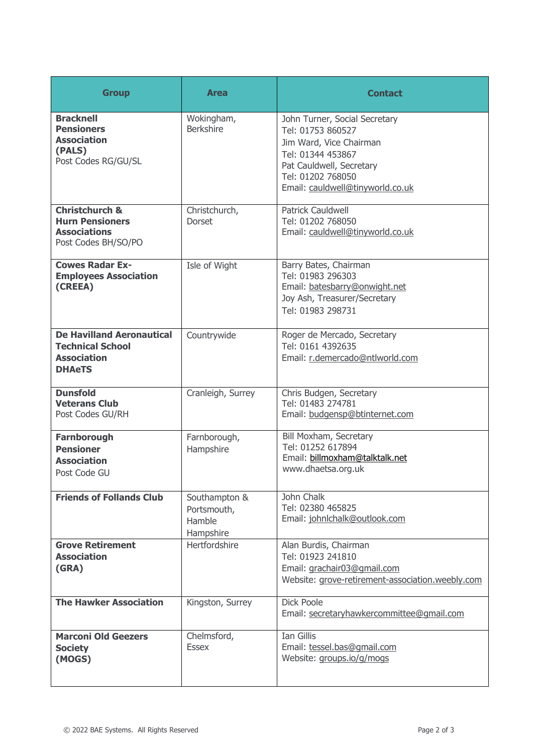| Group | Area | Contact |
|---|---|---|
| **Bracknell Pensioners Association (PALS)** Post Codes RG/GU/SL | Wokingham, Berkshire | John Turner, Social Secretary<br>Tel: 01753 860527<br>Jim Ward, Vice Chairman<br>Tel: 01344 453867<br>Pat Cauldwell, Secretary<br>Tel: 01202 768050<br>Email: cauldwell@tinyworld.co.uk |
| **Christchurch & Hurn Pensioners Associations** Post Codes BH/SO/PO | Christchurch, Dorset | Patrick Cauldwell<br>Tel: 01202 768050<br>Email: cauldwell@tinyworld.co.uk |
| **Cowes Radar Ex-Employees Association (CREEA)** | Isle of Wight | Barry Bates, Chairman<br>Tel: 01983 296303<br>Email: batesbarry@onwight.net<br>Joy Ash, Treasurer/Secretary<br>Tel: 01983 298731 |
| **De Havilland Aeronautical Technical School Association DHAeTS** | Countrywide | Roger de Mercado, Secretary<br>Tel: 0161 4392635<br>Email: r.demercado@ntlworld.com |
| **Dunsfold Veterans Club** Post Codes GU/RH | Cranleigh, Surrey | Chris Budgen, Secretary<br>Tel: 01483 274781<br>Email: budgensp@btinternet.com |
| **Farnborough Pensioner Association** Post Code GU | Farnborough, Hampshire | Bill Moxham, Secretary<br>Tel: 01252 617894<br>Email: billmoxham@talktalk.net<br>www.dhaetsa.org.uk |
| **Friends of Follands Club** | Southampton & Portsmouth, Hamble Hampshire | John Chalk<br>Tel: 02380 465825<br>Email: johnlchalk@outlook.com |
| **Grove Retirement Association (GRA)** | Hertfordshire | Alan Burdis, Chairman<br>Tel: 01923 241810<br>Email: grachair03@gmail.com<br>Website: grove-retirement-association.weebly.com |
| **The Hawker Association** | Kingston, Surrey | Dick Poole<br>Email: secretaryhawkercommittee@gmail.com |
| **Marconi Old Geezers Society (MOGS)** | Chelmsford, Essex | Ian Gillis<br>Email: tessel.bas@gmail.com<br>Website: groups.io/g/mogs |

© 2022 BAE Systems. All Rights Reserved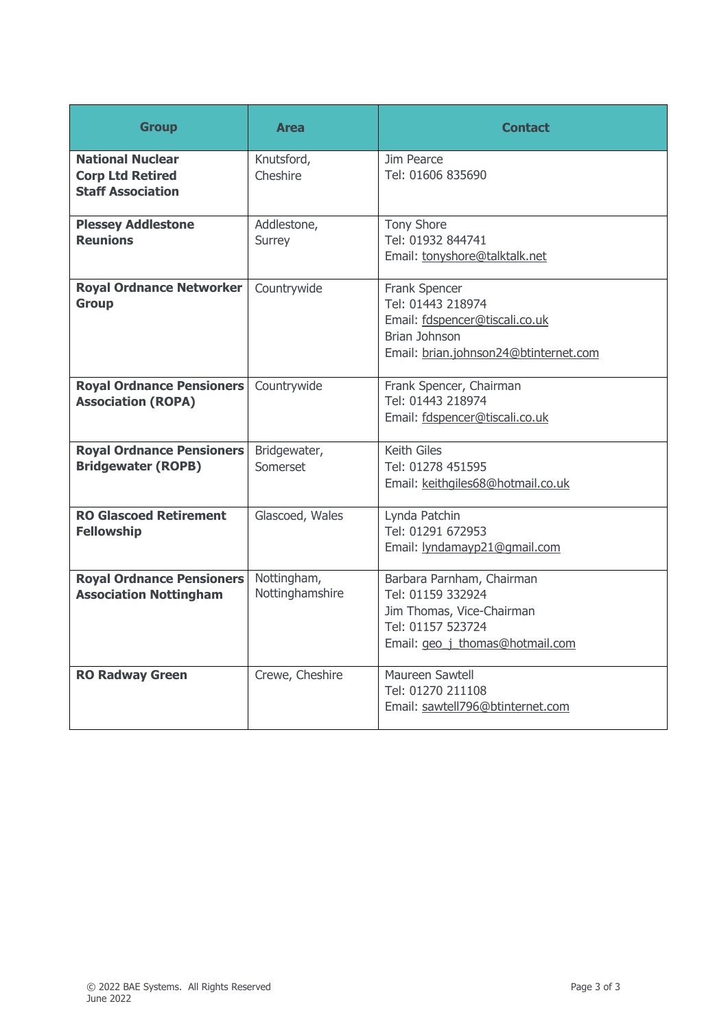| Group | Area | Contact |
| --- | --- | --- |
| **National Nuclear Corp Ltd Retired Staff Association** | Knutsford, Cheshire | Jim Pearce<br>Tel: 01606 835690 |
| **Plessey Addlestone Reunions** | Addlestone, Surrey | Tony Shore<br>Tel: 01932 844741<br>Email: tonyshore@talktalk.net |
| **Royal Ordnance Networker Group** | Countrywide | Frank Spencer<br>Tel: 01443 218974<br>Email: fdspencer@tiscali.co.uk<br>Brian Johnson<br>Email: brian.johnson24@btinternet.com |
| **Royal Ordnance Pensioners Association (ROPA)** | Countrywide | Frank Spencer, Chairman<br>Tel: 01443 218974<br>Email: fdspencer@tiscali.co.uk |
| **Royal Ordnance Pensioners Bridgewater (ROPB)** | Bridgewater, Somerset | Keith Giles<br>Tel: 01278 451595<br>Email: keithgiles68@hotmail.co.uk |
| **RO Glascoed Retirement Fellowship** | Glascoed, Wales | Lynda Patchin<br>Tel: 01291 672953<br>Email: lyndamayp21@gmail.com |
| **Royal Ordnance Pensioners Association Nottingham** | Nottingham, Nottinghamshire | Barbara Parnham, Chairman<br>Tel: 01159 332924<br>Jim Thomas, Vice-Chairman<br>Tel: 01157 523724<br>Email: geo_j_thomas@hotmail.com |
| **RO Radway Green** | Crewe, Cheshire | Maureen Sawtell<br>Tel: 01270 211108<br>Email: sawtell796@btinternet.com |

© 2022 BAE Systems. All Rights Reserved
June 2022